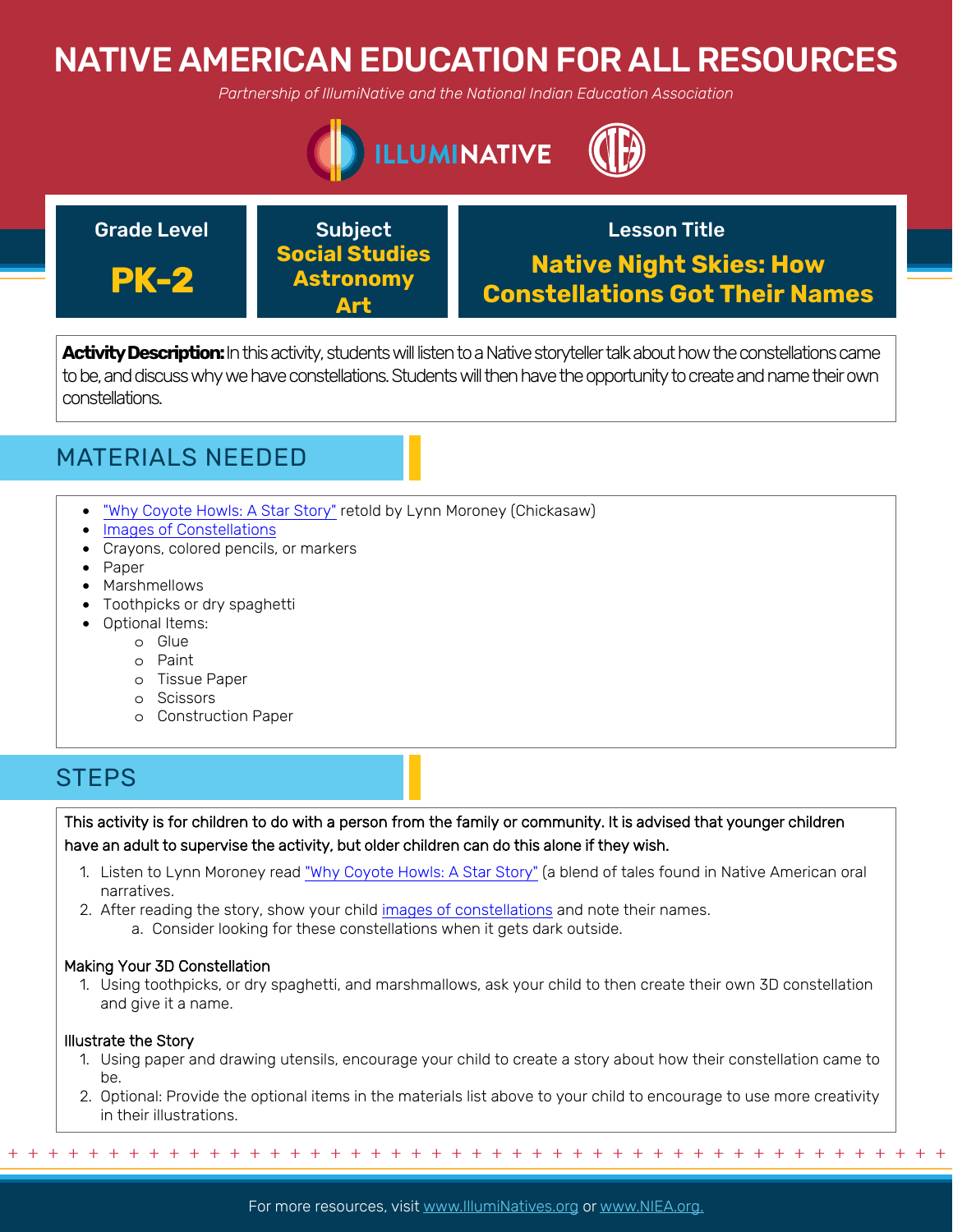# NATIVE AMERICAN EDUCATION FOR ALL RESOURCES

*Partnership of IllumiNative and the National Indian Education Association*

| Grade Level | Subject | Lesson Title |
| --- | --- | --- |
| **PK-2** | **Social Studies Astronomy Art** | **Native Night Skies: How Constellations Got Their Names** |

**Activity Description:** In this activity, students will listen to a Native storyteller talk about how the constellations came to be, and discuss why we have constellations. Students will then have the opportunity to create and name their own constellations.

## MATERIALS NEEDED

- "Why Coyote Howls: A Star Story" retold by Lynn Moroney (Chickasaw)
- Images of Constellations
- Crayons, colored pencils, or markers
- Paper
- Marshmellows
- Toothpicks or dry spaghetti
- Optional Items:
  - Glue
  - Paint
  - Tissue Paper
  - Scissors
  - Construction Paper

## STEPS

This activity is for children to do with a person from the family or community. It is advised that younger children have an adult to supervise the activity, but older children can do this alone if they wish.

1. Listen to Lynn Moroney read "Why Coyote Howls: A Star Story" (a blend of tales found in Native American oral narratives.
2. After reading the story, show your child images of constellations and note their names.
   a. Consider looking for these constellations when it gets dark outside.

Making Your 3D Constellation

1. Using toothpicks, or dry spaghetti, and marshmallows, ask your child to then create their own 3D constellation and give it a name.

Illustrate the Story

1. Using paper and drawing utensils, encourage your child to create a story about how their constellation came to be.
2. Optional: Provide the optional items in the materials list above to your child to encourage to use more creativity in their illustrations.

For more resources, visit www.IllumiNatives.org or www.NIEA.org.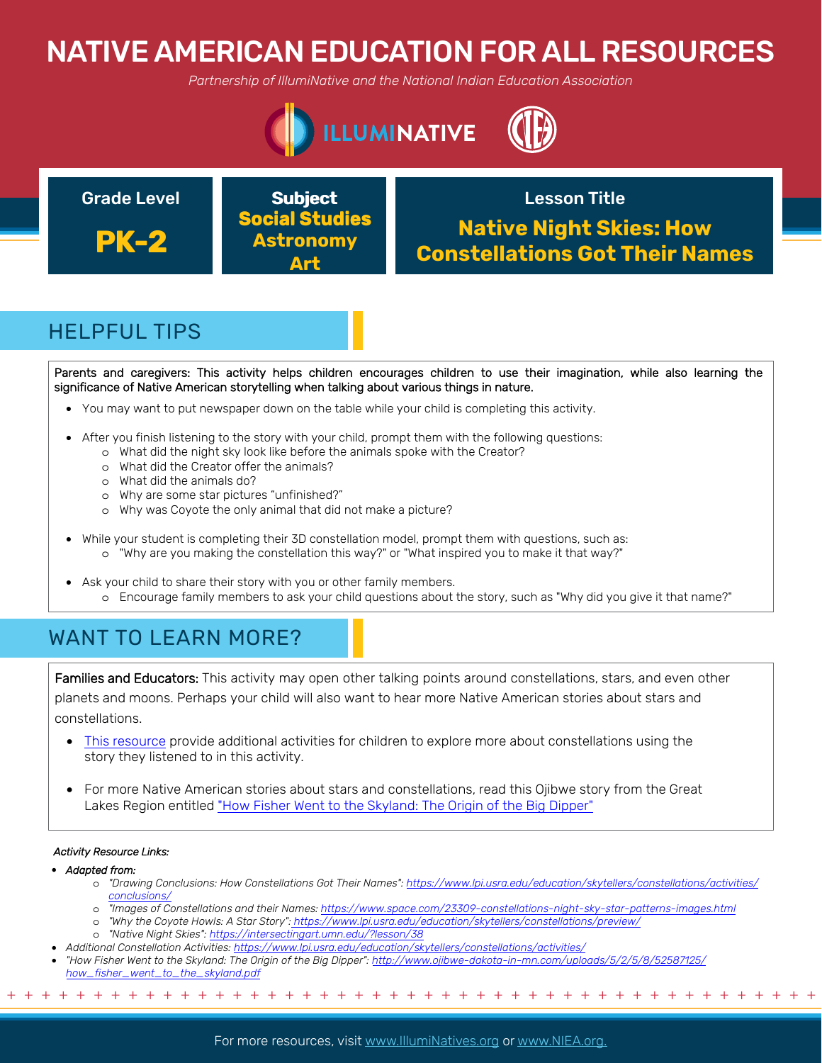# NATIVE AMERICAN EDUCATION FOR ALL RESOURCES

*Partnership of IllumiNative and the National Indian Education Association*

| Grade Level | Subject | Lesson Title |
|---|---|---|
| **PK-2** | **Social Studies Astronomy Art** | **Native Night Skies: How Constellations Got Their Names** |

## HELPFUL TIPS

Parents and caregivers: This activity helps children encourages children to use their imagination, while also learning the significance of Native American storytelling when talking about various things in nature.

- You may want to put newspaper down on the table while your child is completing this activity.
- After you finish listening to the story with your child, prompt them with the following questions:
  - What did the night sky look like before the animals spoke with the Creator?
  - What did the Creator offer the animals?
  - What did the animals do?
  - Why are some star pictures "unfinished?"
  - Why was Coyote the only animal that did not make a picture?
- While your student is completing their 3D constellation model, prompt them with questions, such as:
  - "Why are you making the constellation this way?" or "What inspired you to make it that way?"
- Ask your child to share their story with you or other family members.
  - Encourage family members to ask your child questions about the story, such as "Why did you give it that name?"

## WANT TO LEARN MORE?

Families and Educators: This activity may open other talking points around constellations, stars, and even other planets and moons. Perhaps your child will also want to hear more Native American stories about stars and constellations.

- This resource provide additional activities for children to explore more about constellations using the story they listened to in this activity.
- For more Native American stories about stars and constellations, read this Ojibwe story from the Great Lakes Region entitled "How Fisher Went to the Skyland: The Origin of the Big Dipper"

*Activity Resource Links:*

- *Adapted from:*
  - *"Drawing Conclusions: How Constellations Got Their Names": https://www.lpi.usra.edu/education/skytellers/constellations/activities/conclusions/*
  - *"Images of Constellations and their Names: https://www.space.com/23309-constellations-night-sky-star-patterns-images.html*
  - *"Why the Coyote Howls: A Star Story": https://www.lpi.usra.edu/education/skytellers/constellations/preview/*
  - *"Native Night Skies": https://intersectingart.umn.edu/?lesson/38*
- *Additional Constellation Activities: https://www.lpi.usra.edu/education/skytellers/constellations/activities/*
- *"How Fisher Went to the Skyland: The Origin of the Big Dipper": http://www.ojibwe-dakota-in-mn.com/uploads/5/2/5/8/52587125/how_fisher_went_to_the_skyland.pdf*

For more resources, visit www.IllumiNatives.org or www.NIEA.org.